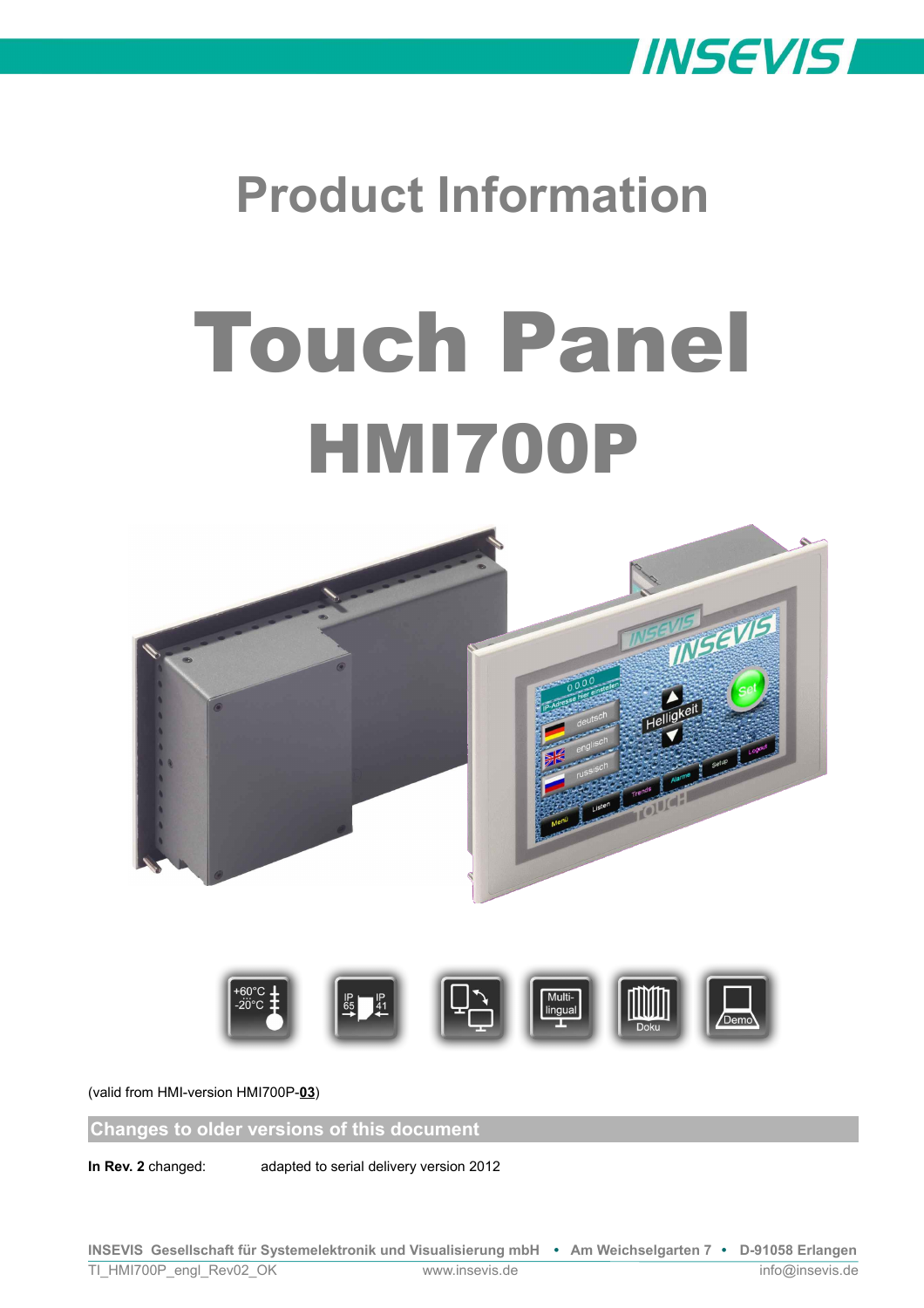# Product Information

# Touch Panel

# HMI700P

(valid from HMI-version HMI700P-**03**)

## Changes to older versions of this document

**In Rev. 2** changed: adapted to serial delivery version 2012

**INSEVIS Gesellschaft für Systemelektronik und Visualisierung mbH • Am Weichselgarten 7 • D-91058 Erlangen**

TI_HMI700P_engl_Rev02_OK www.insevis.de info@insevis.de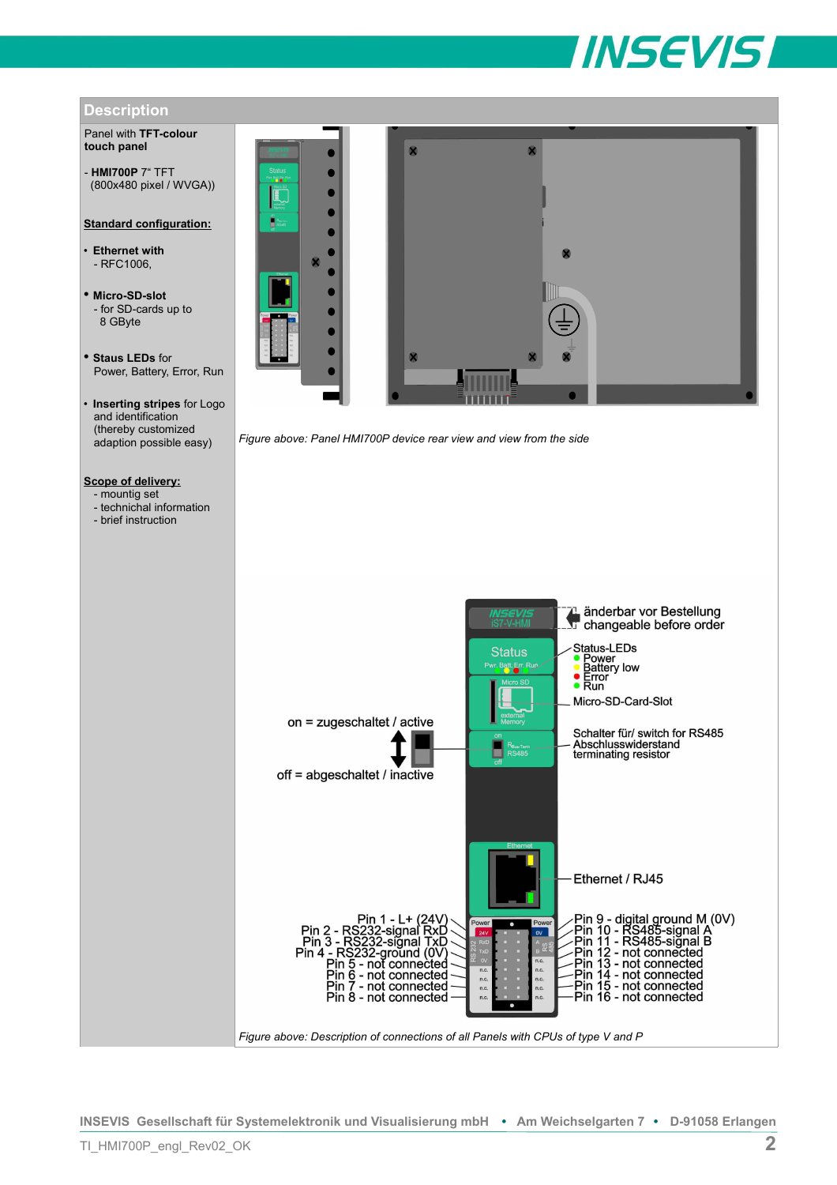## Description

Panel with **TFT-colour touch panel**

- **HMI700P** 7" TFT (800x480 pixel / WVGA))

**Standard configuration:**

- **Ethernet with**
  - RFC1006,
- **Micro-SD-slot**
  - for SD-cards up to 8 GByte
- **Staus LEDs** for Power, Battery, Error, Run
- **Inserting stripes** for Logo and identification (thereby customized adaption possible easy)

**Scope of delivery:**

- mountig set
- technichal information
- brief instruction

*Figure above: Panel HMI700P device rear view and view from the side*

änderbar vor Bestellung
changeable before order

Status-LEDs
- Power
- Battery low
- Error
- Run

Micro-SD-Card-Slot

Schalter für/ switch for RS485 Abschlusswiderstand terminating resistor

on = zugeschaltet / active

off = abgeschaltet / inactive

Ethernet / RJ45

Pin 1 - L+ (24V)
Pin 2 - RS232-signal RxD
Pin 3 - RS232-signal TxD
Pin 4 - RS232-ground (0V)
Pin 5 - not connected
Pin 6 - not connected
Pin 7 - not connected
Pin 8 - not connected

Pin 9 - digital ground M (0V)
Pin 10 - RS485-signal A
Pin 11 - RS485-signal B
Pin 12 - not connected
Pin 13 - not connected
Pin 14 - not connected
Pin 15 - not connected
Pin 16 - not connected

*Figure above: Description of connections of all Panels with CPUs of type V and P*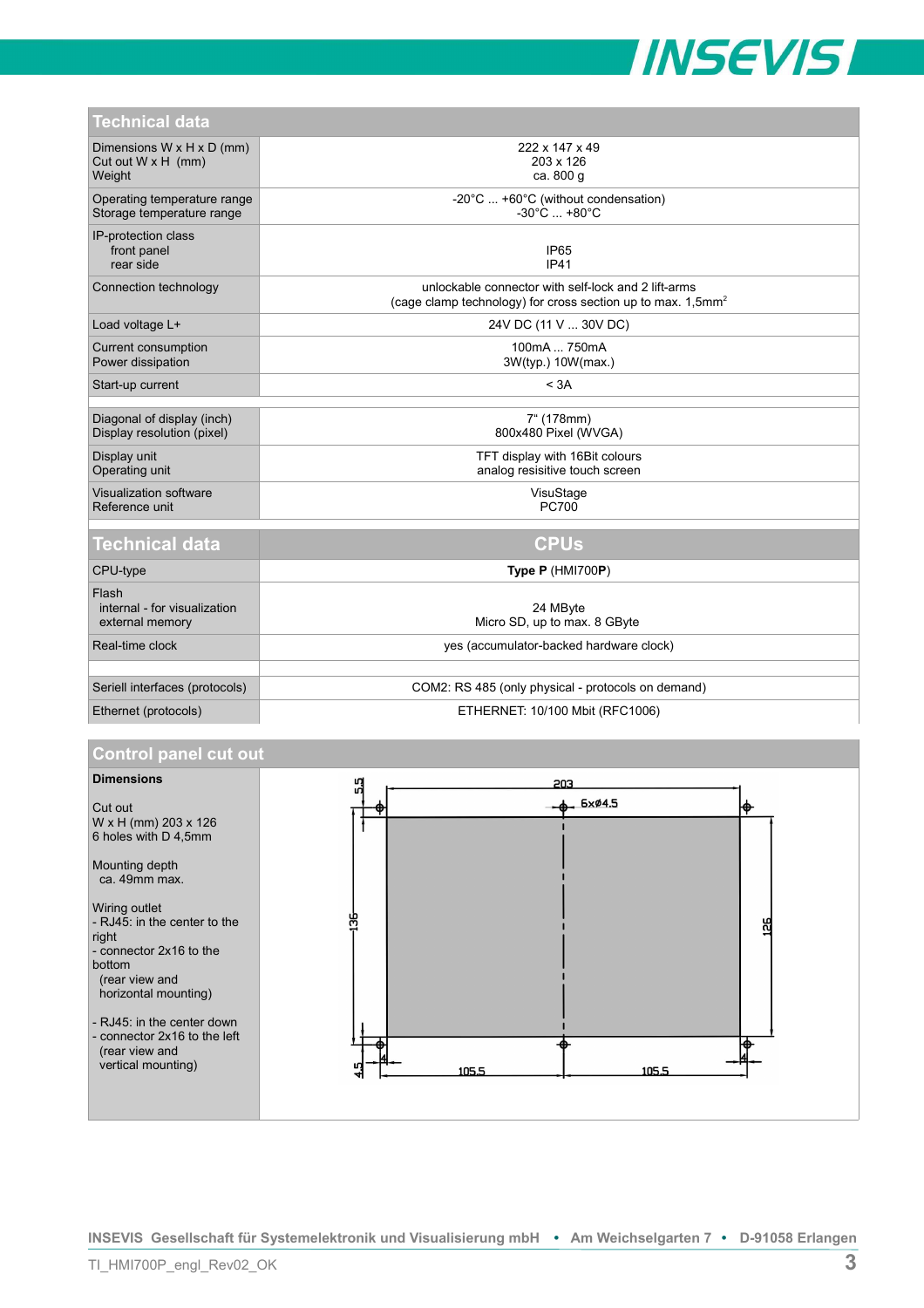## Technical data

| Technical data | |
|---|---|
| Dimensions W x H x D (mm)<br>Cut out W x H (mm)<br>Weight | 222 x 147 x 49<br>203 x 126<br>ca. 800 g |
| Operating temperature range<br>Storage temperature range | -20°C ... +60°C (without condensation)<br>-30°C ... +80°C |
| IP-protection class<br>front panel<br>rear side | <br>IP65<br>IP41 |
| Connection technology | unlockable connector with self-lock and 2 lift-arms<br>(cage clamp technology) for cross section up to max. 1,5mm$^2$ |
| Load voltage L+ | 24V DC (11 V ... 30V DC) |
| Current consumption<br>Power dissipation | 100mA ... 750mA<br>3W(typ.) 10W(max.) |
| Start-up current | < 3A |
| | |
| Diagonal of display (inch)<br>Display resolution (pixel) | 7" (178mm)<br>800x480 Pixel (WVGA) |
| Display unit<br>Operating unit | TFT display with 16Bit colours<br>analog resisitive touch screen |
| Visualization software<br>Reference unit | VisuStage<br>PC700 |

| Technical data | CPUs |
|---|---|
| CPU-type | **Type P** (HMI700**P**) |
| Flash<br>internal - for visualization<br>external memory | <br>24 MByte<br>Micro SD, up to max. 8 GByte |
| Real-time clock | yes (accumulator-backed hardware clock) |
| | |
| Seriell interfaces (protocols) | COM2: RS 485 (only physical - protocols on demand) |
| Ethernet (protocols) | ETHERNET: 10/100 Mbit (RFC1006) |

## Control panel cut out

**Dimensions**

Cut out
W x H (mm) 203 x 126
6 holes with D 4,5mm

Mounting depth
ca. 49mm max.

Wiring outlet
- RJ45: in the center to the right
- connector 2x16 to the bottom
  (rear view and horizontal mounting)

- RJ45: in the center down
- connector 2x16 to the left
  (rear view and vertical mounting)

203, 6xø4.5, 5.5, 136, 126, 4.5, 4, 105.5, 105.5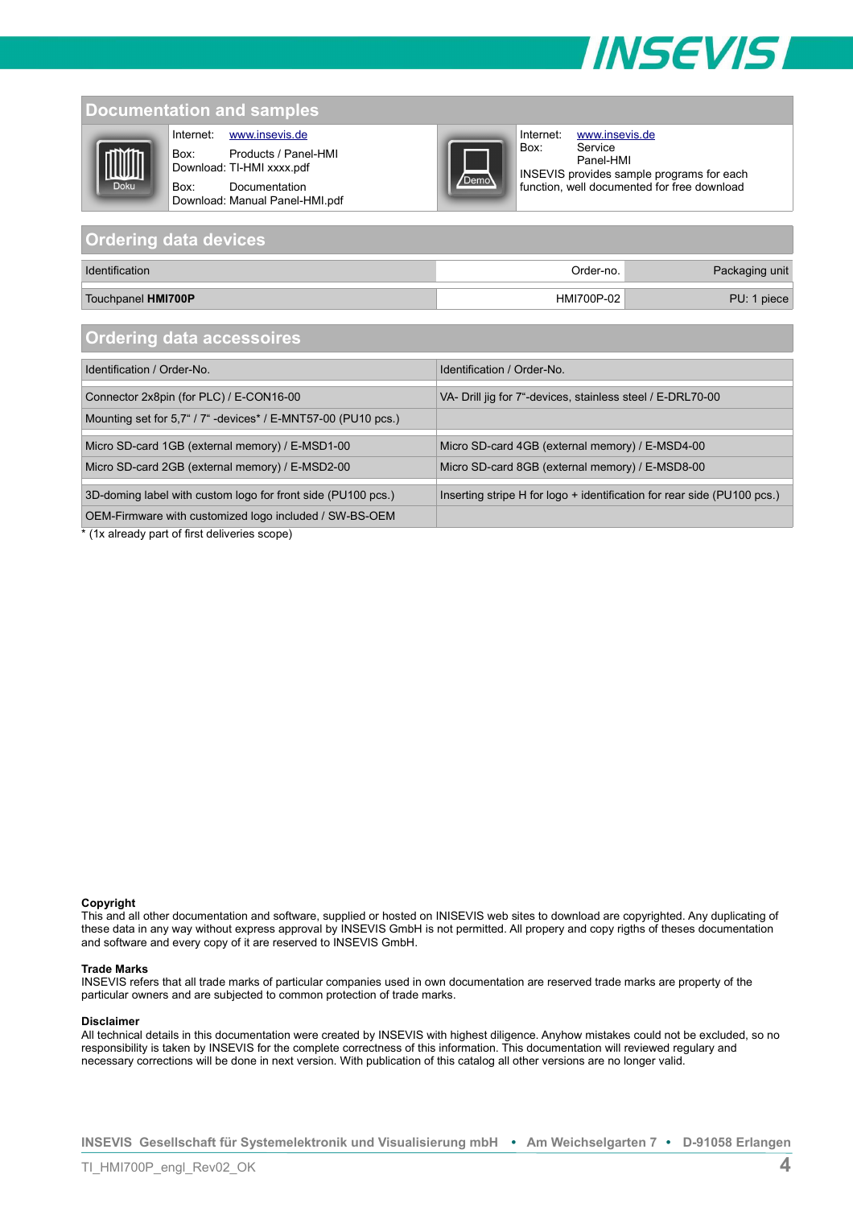## Documentation and samples

| | | | |
|---|---|---|---|
| Doku | Internet: www.insevis.de<br>Box: Products / Panel-HMI<br>Download: TI-HMI xxxx.pdf<br>Box: Documentation<br>Download: Manual Panel-HMI.pdf | Demo | Internet: www.insevis.de<br>Box: Service<br>Panel-HMI<br>INSEVIS provides sample programs for each function, well documented for free download |

## Ordering data devices

| Identification | Order-no. | Packaging unit |
|---|---|---|
| Touchpanel **HMI700P** | HMI700P-02 | PU: 1 piece |

## Ordering data accessoires

| Identification / Order-No. | Identification / Order-No. |
|---|---|
| Connector 2x8pin (for PLC) / E-CON16-00 | VA- Drill jig for 7"-devices, stainless steel / E-DRL70-00 |
| Mounting set for 5,7" / 7" -devices* / E-MNT57-00 (PU10 pcs.) | |
| Micro SD-card 1GB (external memory) / E-MSD1-00 | Micro SD-card 4GB (external memory) / E-MSD4-00 |
| Micro SD-card 2GB (external memory) / E-MSD2-00 | Micro SD-card 8GB (external memory) / E-MSD8-00 |
| 3D-doming label with custom logo for front side (PU100 pcs.) | Inserting stripe H for logo + identification for rear side (PU100 pcs.) |
| OEM-Firmware with customized logo included / SW-BS-OEM | |

* (1x already part of first deliveries scope)

**Copyright**
This and all other documentation and software, supplied or hosted on INISEVIS web sites to download are copyrighted. Any duplicating of these data in any way without express approval by INSEVIS GmbH is not permitted. All propery and copy rigths of theses documentation and software and every copy of it are reserved to INSEVIS GmbH.

**Trade Marks**
INSEVIS refers that all trade marks of particular companies used in own documentation are reserved trade marks are property of the particular owners and are subjected to common protection of trade marks.

**Disclaimer**
All technical details in this documentation were created by INSEVIS with highest diligence. Anyhow mistakes could not be excluded, so no responsibility is taken by INSEVIS for the complete correctness of this information. This documentation will reviewed reguslary and necessary corrections will be done in next version. With publication of this catalog all other versions are no longer valid.

INSEVIS Gesellschaft für Systemelektronik und Visualisierung mbH • Am Weichselgarten 7 • D-91058 Erlangen

TI_HMI700P_engl_Rev02_OK